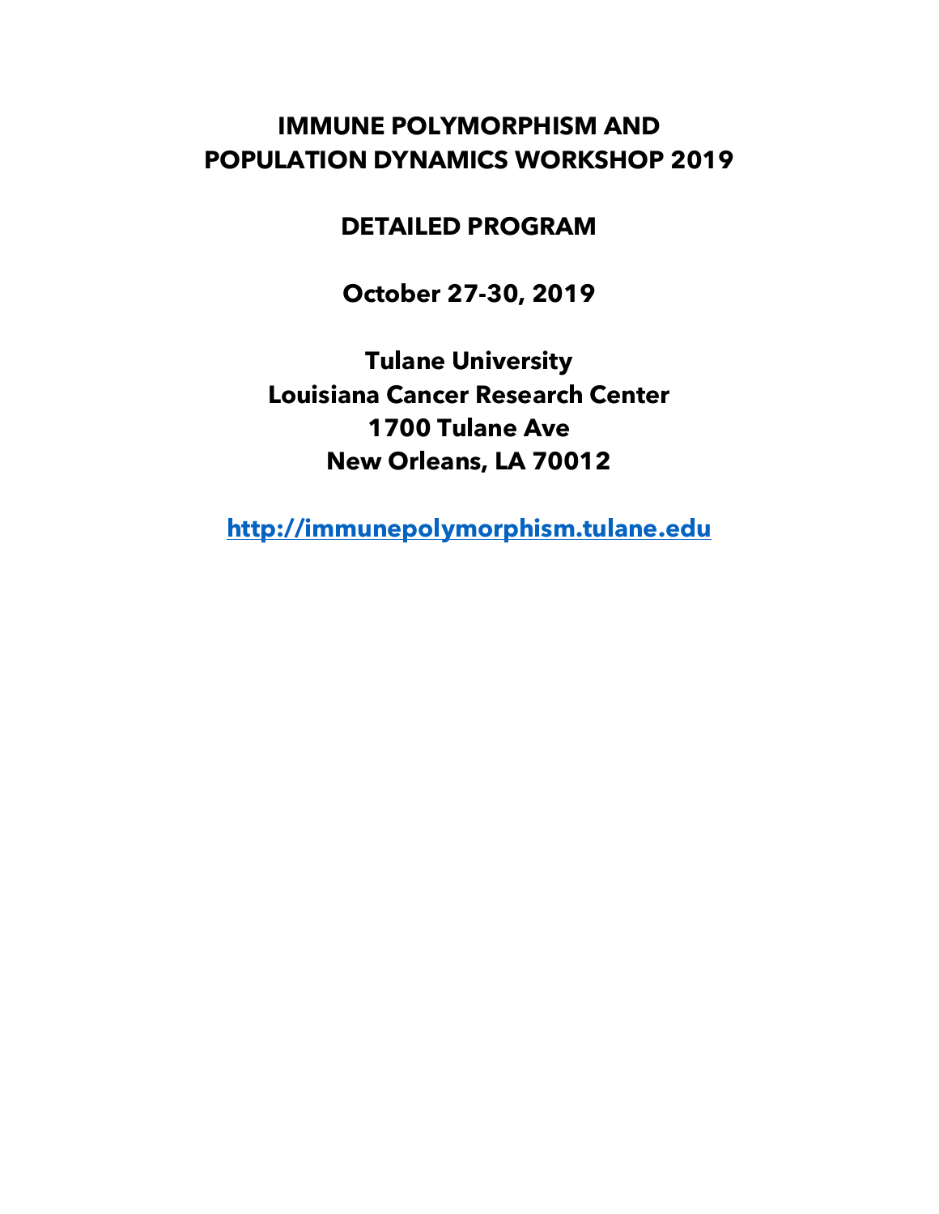# IMMUNE POLYMORPHISM AND POPULATION DYNAMICS WORKSHOP 2019

## DETAILED PROGRAM

**October 27-30, 2019**

**Tulane University**
**Louisiana Cancer Research Center**
**1700 Tulane Ave**
**New Orleans, LA 70012**

**http://immunepolymorphism.tulane.edu**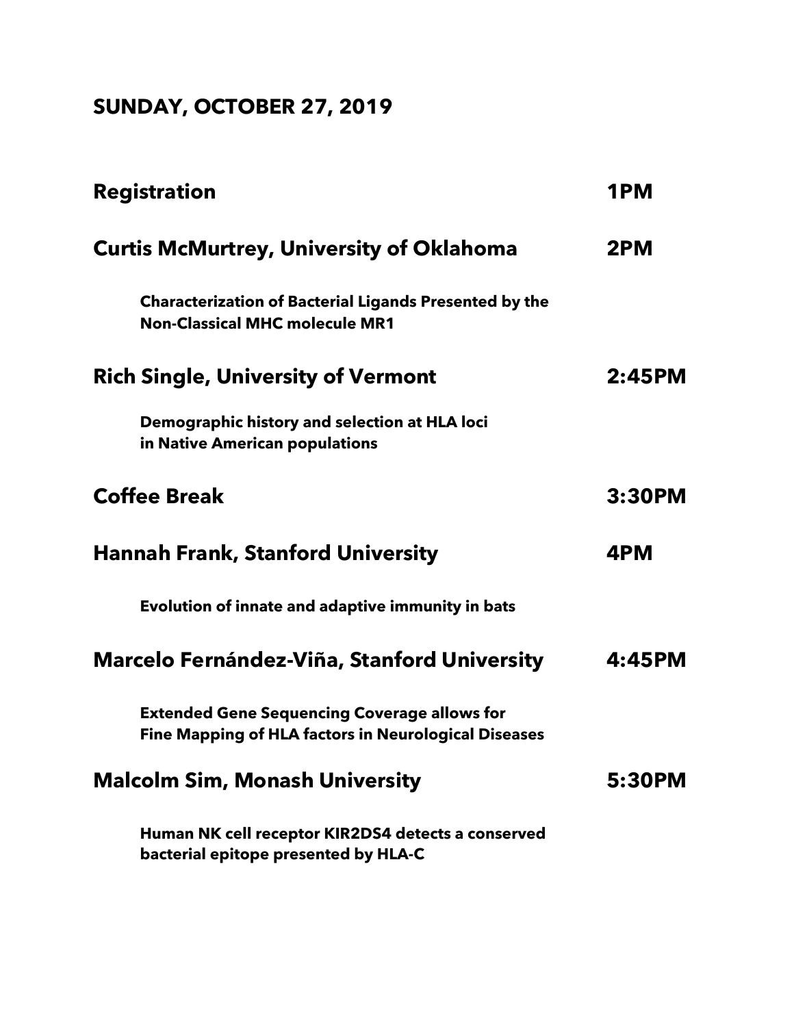## SUNDAY, OCTOBER 27, 2019

| | |
|---|---|
| **Registration** | **1PM** |
| **Curtis McMurtrey, University of Oklahoma** | **2PM** |
| **Characterization of Bacterial Ligands Presented by the Non-Classical MHC molecule MR1** | |
| **Rich Single, University of Vermont** | **2:45PM** |
| **Demographic history and selection at HLA loci in Native American populations** | |
| **Coffee Break** | **3:30PM** |
| **Hannah Frank, Stanford University** | **4PM** |
| **Evolution of innate and adaptive immunity in bats** | |
| **Marcelo Fernández-Viña, Stanford University** | **4:45PM** |
| **Extended Gene Sequencing Coverage allows for Fine Mapping of HLA factors in Neurological Diseases** | |
| **Malcolm Sim, Monash University** | **5:30PM** |
| **Human NK cell receptor KIR2DS4 detects a conserved bacterial epitope presented by HLA-C** | |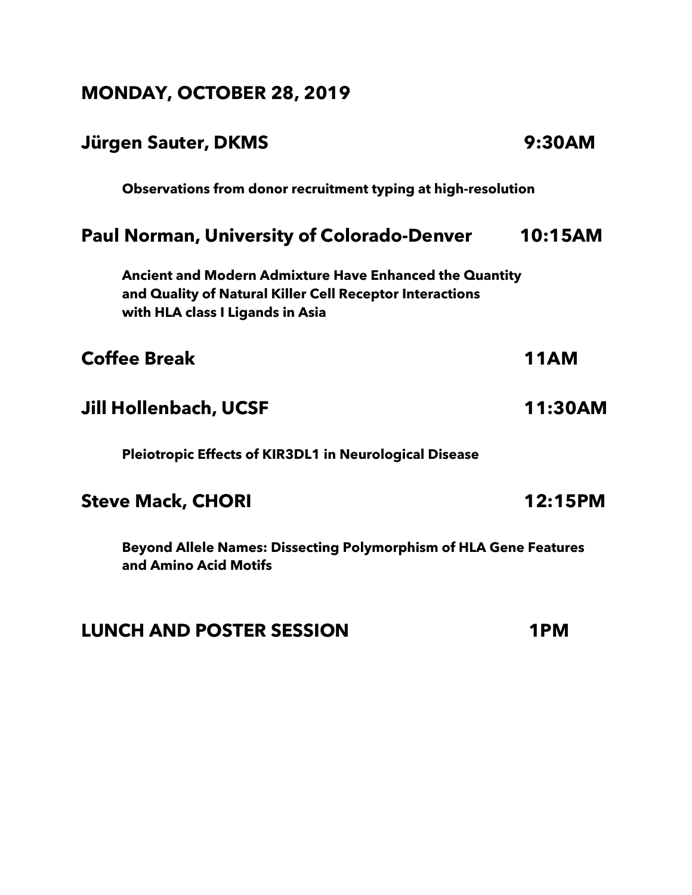## MONDAY, OCTOBER 28, 2019

### Jürgen Sauter, DKMS — 9:30AM

**Observations from donor recruitment typing at high-resolution**

### Paul Norman, University of Colorado-Denver — 10:15AM

**Ancient and Modern Admixture Have Enhanced the Quantity and Quality of Natural Killer Cell Receptor Interactions with HLA class I Ligands in Asia**

### Coffee Break — 11AM

### Jill Hollenbach, UCSF — 11:30AM

**Pleiotropic Effects of KIR3DL1 in Neurological Disease**

### Steve Mack, CHORI — 12:15PM

**Beyond Allele Names: Dissecting Polymorphism of HLA Gene Features and Amino Acid Motifs**

### LUNCH AND POSTER SESSION — 1PM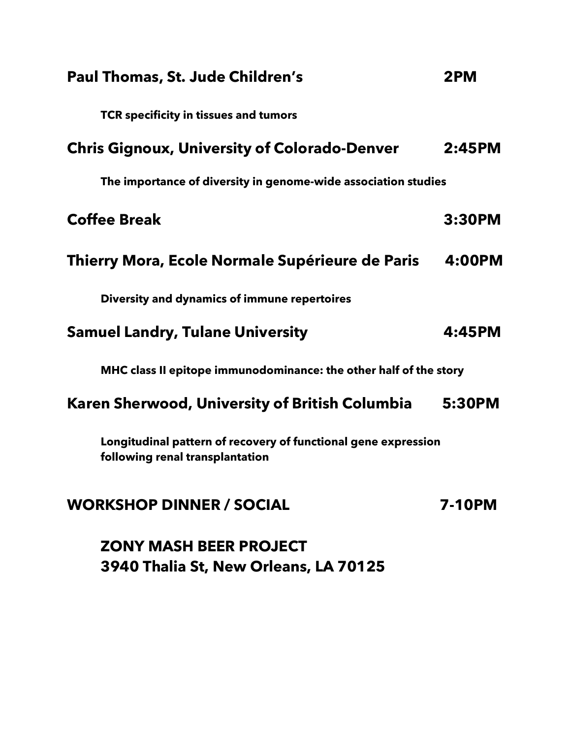**Paul Thomas, St. Jude Children's** **2PM**

**TCR specificity in tissues and tumors**

**Chris Gignoux, University of Colorado-Denver** **2:45PM**

**The importance of diversity in genome-wide association studies**

**Coffee Break** **3:30PM**

**Thierry Mora, Ecole Normale Supérieure de Paris** **4:00PM**

**Diversity and dynamics of immune repertoires**

**Samuel Landry, Tulane University** **4:45PM**

**MHC class II epitope immunodominance: the other half of the story**

**Karen Sherwood, University of British Columbia** **5:30PM**

**Longitudinal pattern of recovery of functional gene expression following renal transplantation**

**WORKSHOP DINNER / SOCIAL** **7-10PM**

**ZONY MASH BEER PROJECT**
**3940 Thalia St, New Orleans, LA 70125**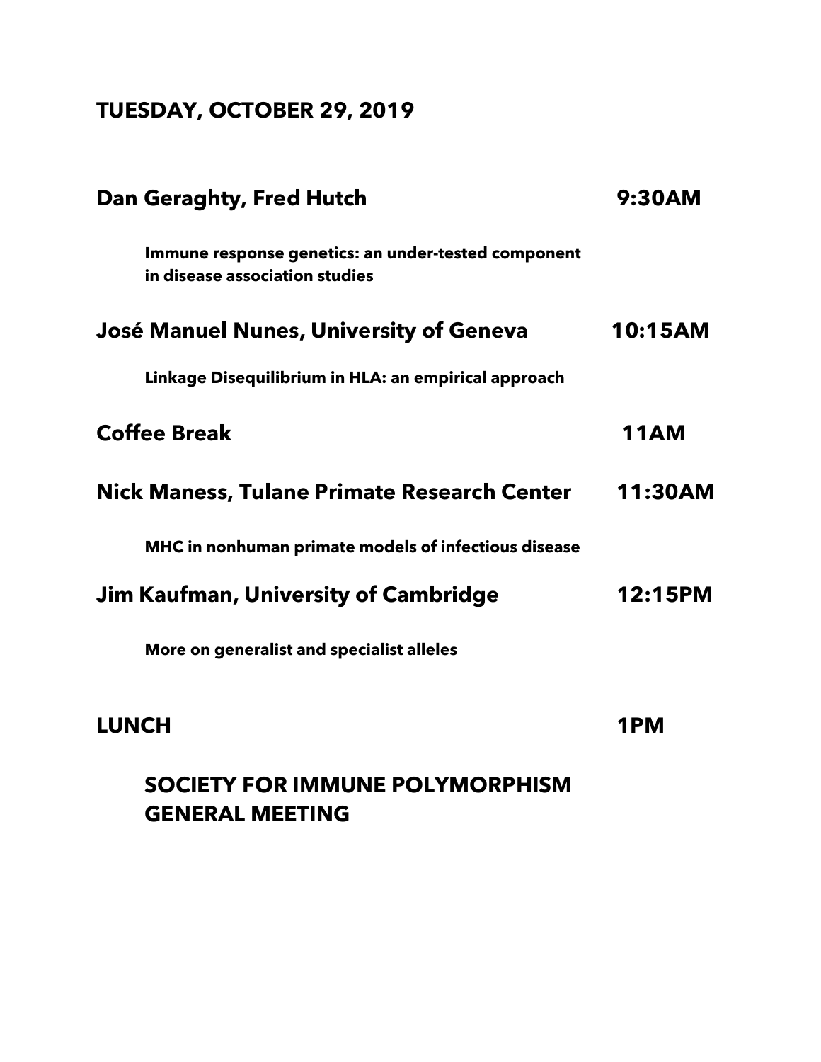## TUESDAY, OCTOBER 29, 2019

**Dan Geraghty, Fred Hutch** **9:30AM**

**Immune response genetics: an under-tested component in disease association studies**

**José Manuel Nunes, University of Geneva** **10:15AM**

**Linkage Disequilibrium in HLA: an empirical approach**

**Coffee Break** **11AM**

**Nick Maness, Tulane Primate Research Center** **11:30AM**

**MHC in nonhuman primate models of infectious disease**

**Jim Kaufman, University of Cambridge** **12:15PM**

**More on generalist and specialist alleles**

**LUNCH** **1PM**

**SOCIETY FOR IMMUNE POLYMORPHISM GENERAL MEETING**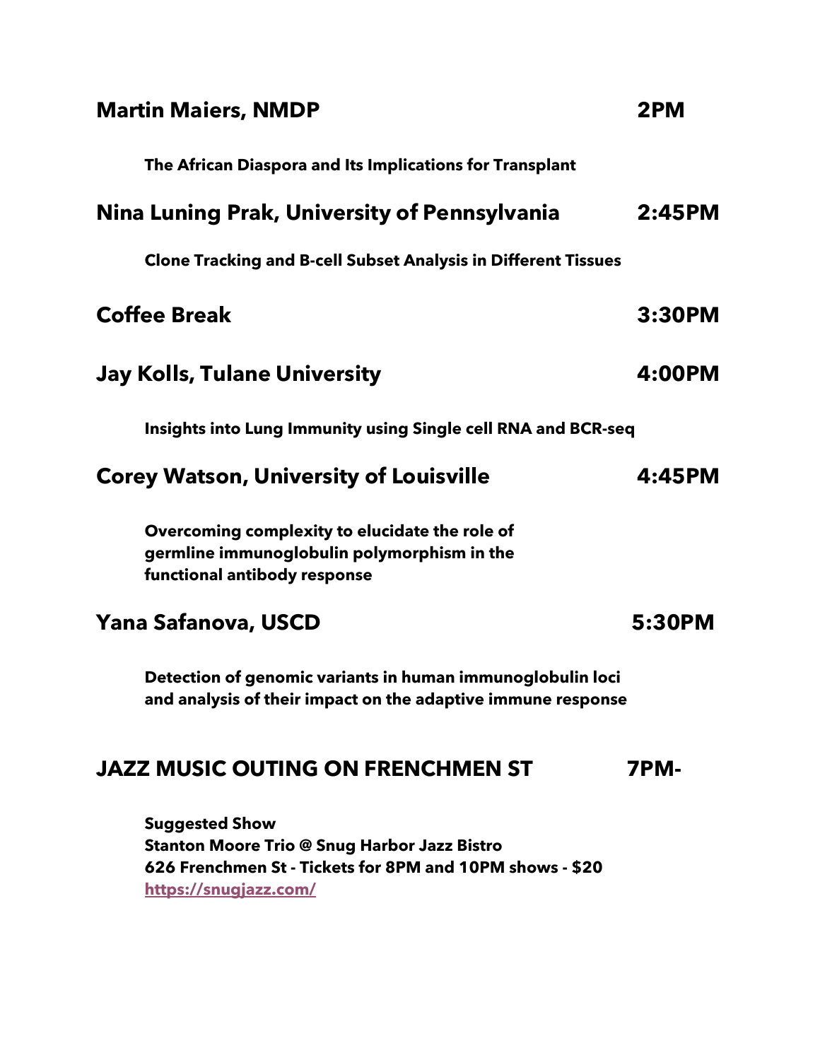**Martin Maiers, NMDP** **2PM**

**The African Diaspora and Its Implications for Transplant**

**Nina Luning Prak, University of Pennsylvania** **2:45PM**

**Clone Tracking and B-cell Subset Analysis in Different Tissues**

**Coffee Break** **3:30PM**

**Jay Kolls, Tulane University** **4:00PM**

**Insights into Lung Immunity using Single cell RNA and BCR-seq**

**Corey Watson, University of Louisville** **4:45PM**

**Overcoming complexity to elucidate the role of germline immunoglobulin polymorphism in the functional antibody response**

**Yana Safanova, USCD** **5:30PM**

**Detection of genomic variants in human immunoglobulin loci and analysis of their impact on the adaptive immune response**

**JAZZ MUSIC OUTING ON FRENCHMEN ST** **7PM-**

**Suggested Show**
**Stanton Moore Trio @ Snug Harbor Jazz Bistro**
**626 Frenchmen St - Tickets for 8PM and 10PM shows - $20**
**[https://snugjazz.com/](https://snugjazz.com/)**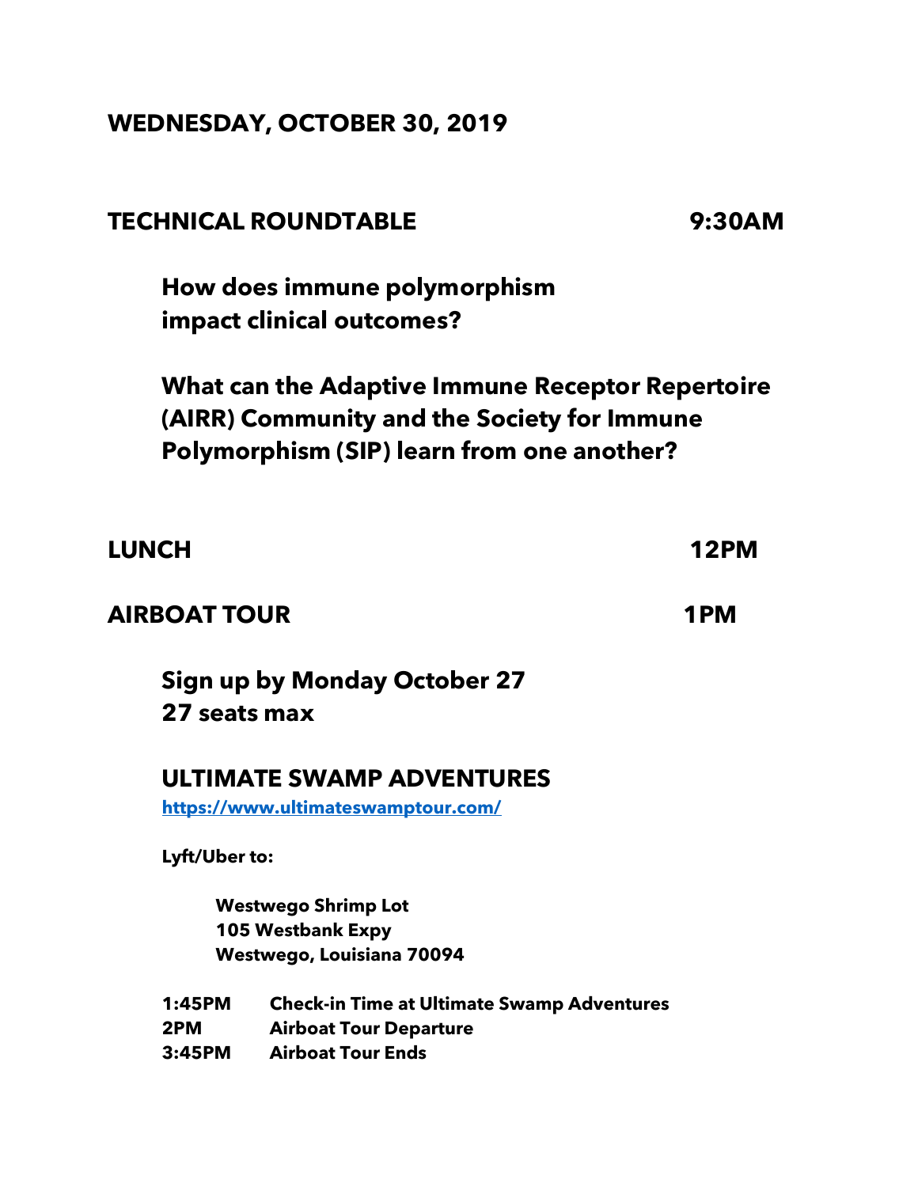## WEDNESDAY, OCTOBER 30, 2019

### TECHNICAL ROUNDTABLE 9:30AM

**How does immune polymorphism impact clinical outcomes?**

**What can the Adaptive Immune Receptor Repertoire (AIRR) Community and the Society for Immune Polymorphism (SIP) learn from one another?**

### LUNCH 12PM

### AIRBOAT TOUR 1PM

**Sign up by Monday October 27**
**27 seats max**

**ULTIMATE SWAMP ADVENTURES**

[https://www.ultimateswamptour.com/](https://www.ultimateswamptour.com/)

**Lyft/Uber to:**

**Westwego Shrimp Lot**
**105 Westbank Expy**
**Westwego, Louisiana 70094**

| | |
|---|---|
| **1:45PM** | **Check-in Time at Ultimate Swamp Adventures** |
| **2PM** | **Airboat Tour Departure** |
| **3:45PM** | **Airboat Tour Ends** |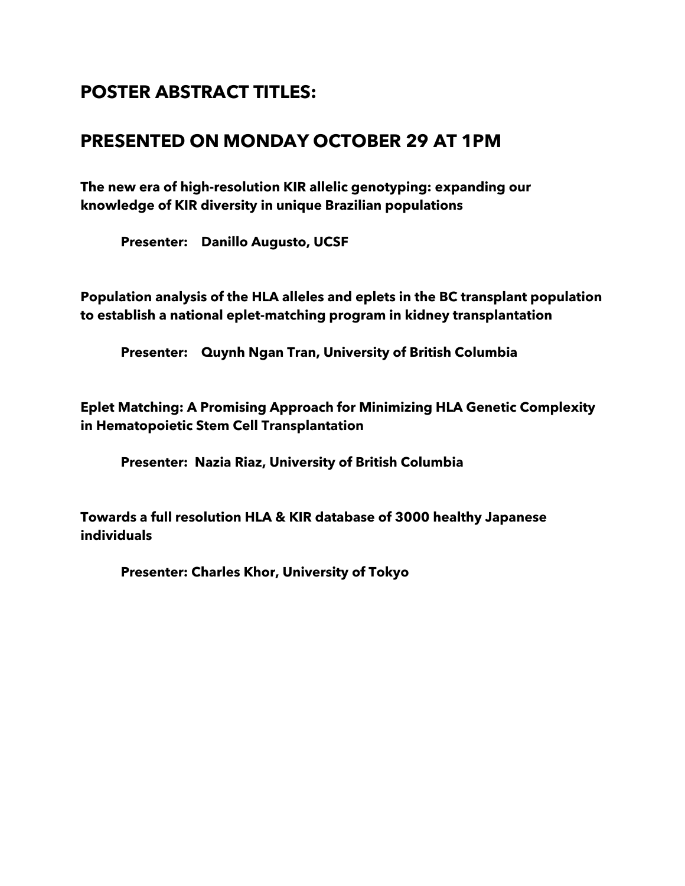## POSTER ABSTRACT TITLES:

## PRESENTED ON MONDAY OCTOBER 29 AT 1PM

**The new era of high-resolution KIR allelic genotyping: expanding our knowledge of KIR diversity in unique Brazilian populations**

**Presenter: Danillo Augusto, UCSF**

**Population analysis of the HLA alleles and eplets in the BC transplant population to establish a national eplet-matching program in kidney transplantation**

**Presenter: Quynh Ngan Tran, University of British Columbia**

**Eplet Matching: A Promising Approach for Minimizing HLA Genetic Complexity in Hematopoietic Stem Cell Transplantation**

**Presenter: Nazia Riaz, University of British Columbia**

**Towards a full resolution HLA & KIR database of 3000 healthy Japanese individuals**

**Presenter: Charles Khor, University of Tokyo**